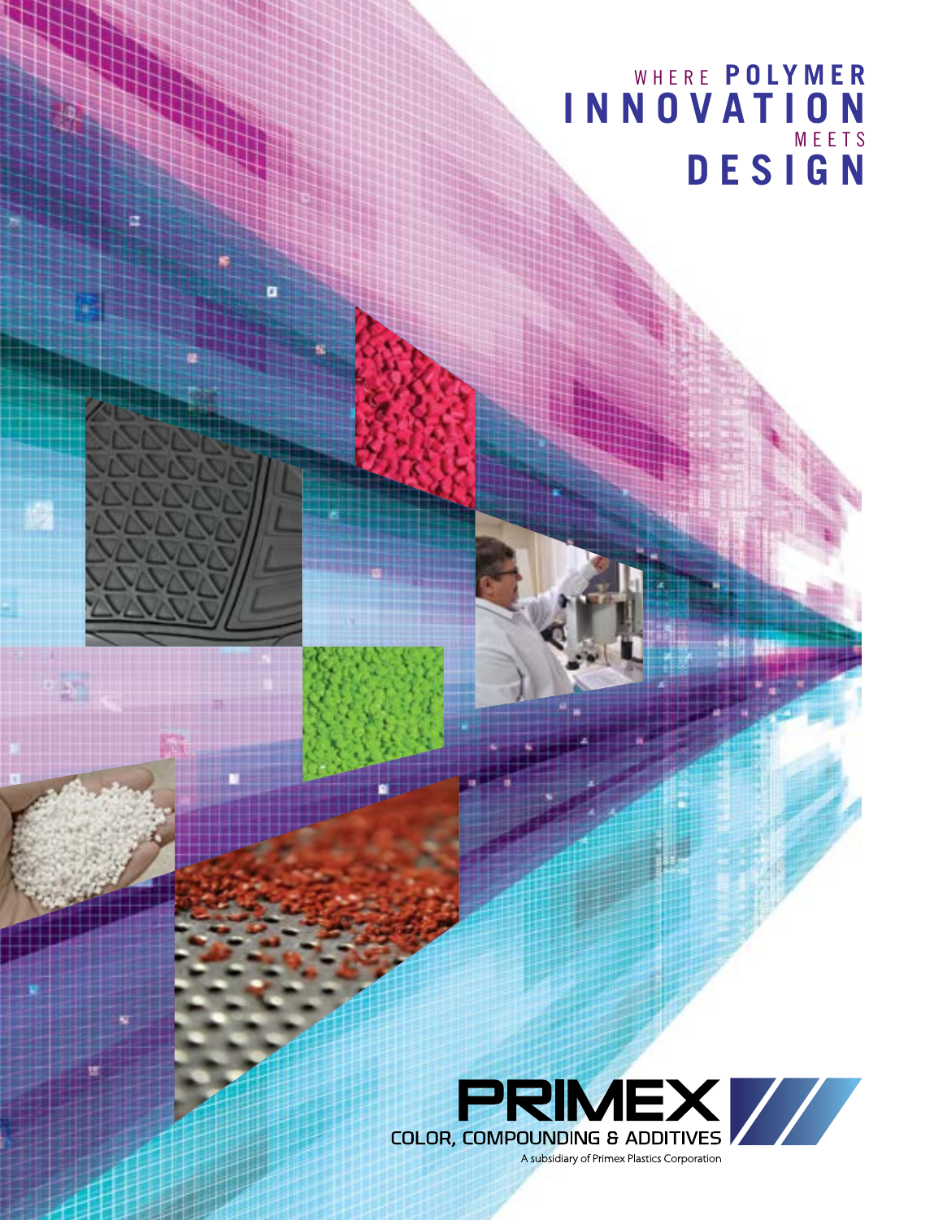# WHERE POLYMER INNOVATION MEETS DESIGN

PRIMEX

COLOR, COMPOUNDING & ADDITIVES

A subsidiary of Primex Plastics Corporation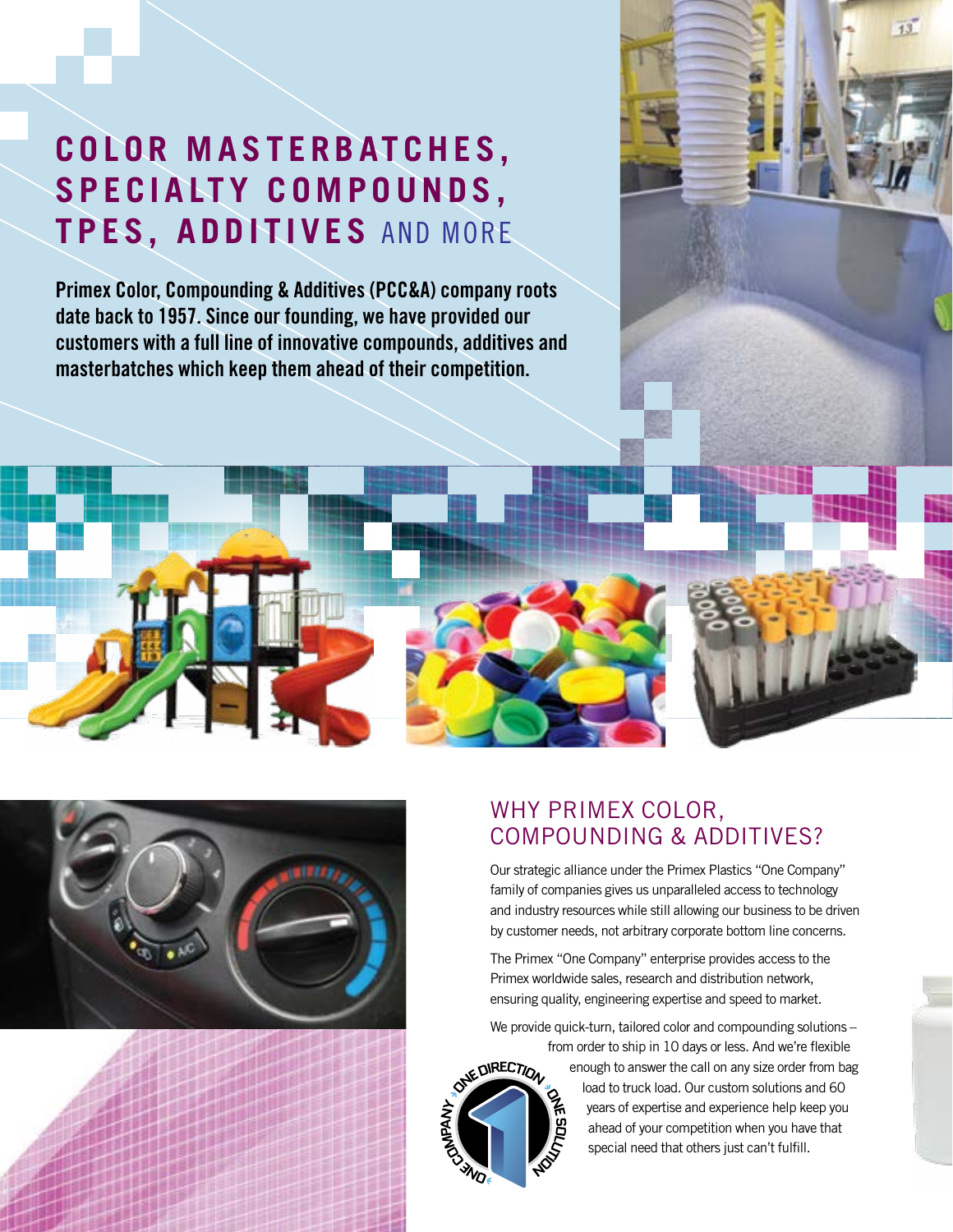# COLOR MASTERBATCHES, SPECIALTY COMPOUNDS, TPES, ADDITIVES AND MORE

**Primex Color, Compounding & Additives (PCC&A) company roots date back to 1957. Since our founding, we have provided our customers with a full line of innovative compounds, additives and masterbatches which keep them ahead of their competition.**

## WHY PRIMEX COLOR, COMPOUNDING & ADDITIVES?

Our strategic alliance under the Primex Plastics "One Company" family of companies gives us unparalleled access to technology and industry resources while still allowing our business to be driven by customer needs, not arbitrary corporate bottom line concerns.

The Primex "One Company" enterprise provides access to the Primex worldwide sales, research and distribution network, ensuring quality, engineering expertise and speed to market.

We provide quick-turn, tailored color and compounding solutions – from order to ship in 10 days or less. And we're flexible enough to answer the call on any size order from bag load to truck load. Our custom solutions and 60 years of expertise and experience help keep you ahead of your competition when you have that special need that others just can't fulfill.

ONE DIRECTION · ONE SOLUTION · ONE COMPANY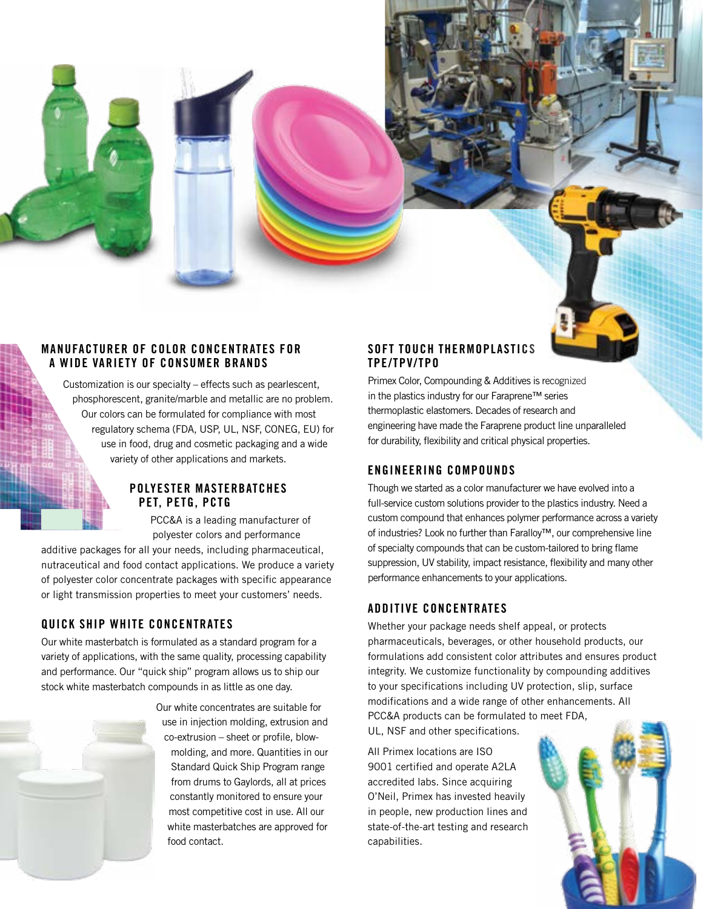## MANUFACTURER OF COLOR CONCENTRATES FOR A WIDE VARIETY OF CONSUMER BRANDS

Customization is our specialty – effects such as pearlescent, phosphorescent, granite/marble and metallic are no problem. Our colors can be formulated for compliance with most regulatory schema (FDA, USP, UL, NSF, CONEG, EU) for use in food, drug and cosmetic packaging and a wide variety of other applications and markets.

## POLYESTER MASTERBATCHES PET, PETG, PCTG

PCC&A is a leading manufacturer of polyester colors and performance additive packages for all your needs, including pharmaceutical, nutraceutical and food contact applications. We produce a variety of polyester color concentrate packages with specific appearance or light transmission properties to meet your customers' needs.

## QUICK SHIP WHITE CONCENTRATES

Our white masterbatch is formulated as a standard program for a variety of applications, with the same quality, processing capability and performance. Our "quick ship" program allows us to ship our stock white masterbatch compounds in as little as one day.

Our white concentrates are suitable for use in injection molding, extrusion and co-extrusion – sheet or profile, blow-molding, and more. Quantities in our Standard Quick Ship Program range from drums to Gaylords, all at prices constantly monitored to ensure your most competitive cost in use. All our white masterbatches are approved for food contact.

## SOFT TOUCH THERMOPLASTICS TPE/TPV/TPO

Primex Color, Compounding & Additives is recognized in the plastics industry for our Faraprene™ series thermoplastic elastomers. Decades of research and engineering have made the Faraprene product line unparalleled for durability, flexibility and critical physical properties.

## ENGINEERING COMPOUNDS

Though we started as a color manufacturer we have evolved into a full-service custom solutions provider to the plastics industry. Need a custom compound that enhances polymer performance across a variety of industries? Look no further than Faralloy™, our comprehensive line of specialty compounds that can be custom-tailored to bring flame suppression, UV stability, impact resistance, flexibility and many other performance enhancements to your applications.

## ADDITIVE CONCENTRATES

Whether your package needs shelf appeal, or protects pharmaceuticals, beverages, or other household products, our formulations add consistent color attributes and ensures product integrity. We customize functionality by compounding additives to your specifications including UV protection, slip, surface modifications and a wide range of other enhancements. All PCC&A products can be formulated to meet FDA, UL, NSF and other specifications.

All Primex locations are ISO 9001 certified and operate A2LA accredited labs. Since acquiring O'Neil, Primex has invested heavily in people, new production lines and state-of-the-art testing and research capabilities.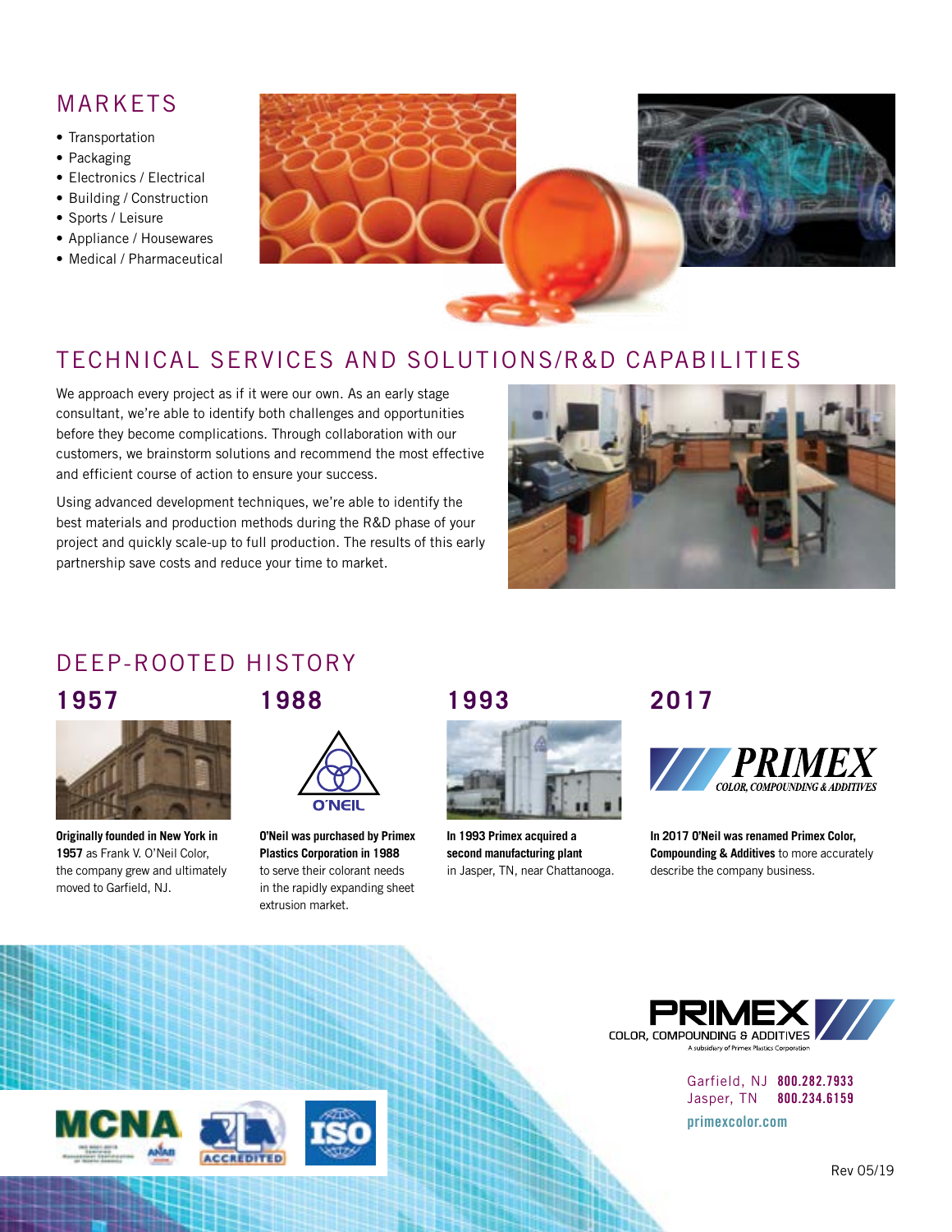## MARKETS

- Transportation
- Packaging
- Electronics / Electrical
- Building / Construction
- Sports / Leisure
- Appliance / Housewares
- Medical / Pharmaceutical

## TECHNICAL SERVICES AND SOLUTIONS/R&D CAPABILITIES

We approach every project as if it were our own. As an early stage consultant, we're able to identify both challenges and opportunities before they become complications. Through collaboration with our customers, we brainstorm solutions and recommend the most effective and efficient course of action to ensure your success.

Using advanced development techniques, we're able to identify the best materials and production methods during the R&D phase of your project and quickly scale-up to full production. The results of this early partnership save costs and reduce your time to market.

## DEEP-ROOTED HISTORY

### 1957

**Originally founded in New York in 1957** as Frank V. O'Neil Color, the company grew and ultimately moved to Garfield, NJ.

### 1988

O'NEIL

**O'Neil was purchased by Primex Plastics Corporation in 1988** to serve their colorant needs in the rapidly expanding sheet extrusion market.

### 1993

**In 1993 Primex acquired a second manufacturing plant** in Jasper, TN, near Chattanooga.

### 2017

PRIMEX
COLOR, COMPOUNDING & ADDITIVES

**In 2017 O'Neil was renamed Primex Color, Compounding & Additives** to more accurately describe the company business.

PRIMEX
COLOR, COMPOUNDING & ADDITIVES
A subsidiary of Primex Plastics Corporation

Garfield, NJ **800.282.7933**
Jasper, TN **800.234.6159**

**primexcolor.com**

MCNA ACCREDITED ISO

Rev 05/19